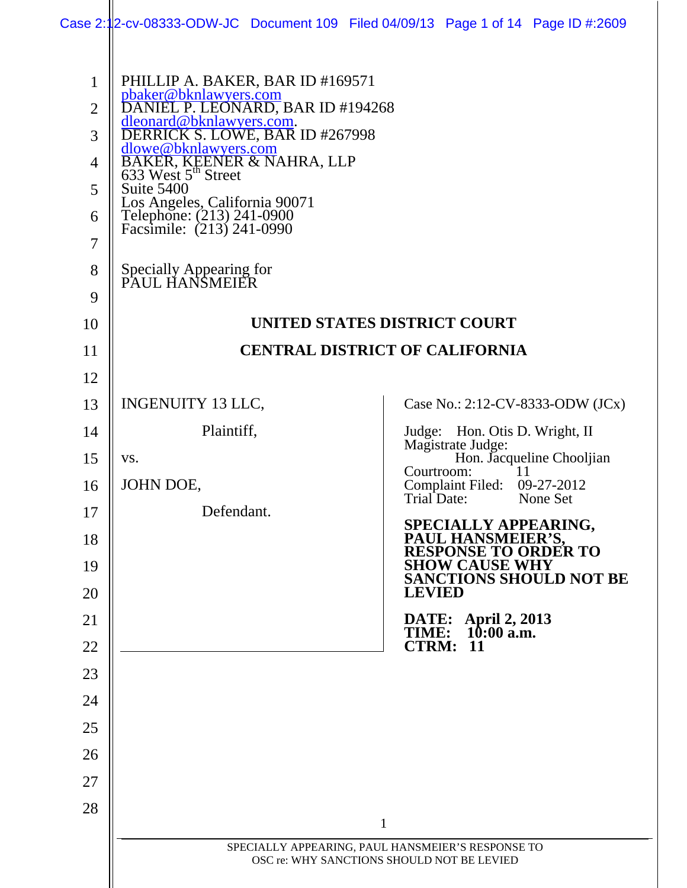PHILLIP A. BAKER, BAR ID #169571
pbaker@bknlawyers.com
DANIEL P. LEONARD, BAR ID #194268
dleonard@bknlawyers.com.
DERRICK S. LOWE, BAR ID #267998
dlowe@bknlawyers.com
BAKER, KEENER & NAHRA, LLP
633 West 5th Street
Suite 5400
Los Angeles, California 90071
Telephone: (213) 241-0900
Facsimile: (213) 241-0990

Specially Appearing for
PAUL HANSMEIER

**UNITED STATES DISTRICT COURT**

**CENTRAL DISTRICT OF CALIFORNIA**

| | |
|---|---|
| INGENUITY 13 LLC,<br><br>Plaintiff,<br><br>vs.<br><br>JOHN DOE,<br><br>Defendant. | Case No.: 2:12-CV-8333-ODW (JCx)<br><br>Judge: Hon. Otis D. Wright, II<br>Magistrate Judge: Hon. Jacqueline Chooljian<br>Courtroom: 11<br>Complaint Filed: 09-27-2012<br>Trial Date: None Set<br><br>**SPECIALLY APPEARING, PAUL HANSMEIER'S, RESPONSE TO ORDER TO SHOW CAUSE WHY SANCTIONS SHOULD NOT BE LEVIED**<br><br>**DATE: April 2, 2013**<br>**TIME: 10:00 a.m.**<br>**CTRM: 11** |

SPECIALLY APPEARING, PAUL HANSMEIER'S RESPONSE TO OSC re: WHY SANCTIONS SHOULD NOT BE LEVIED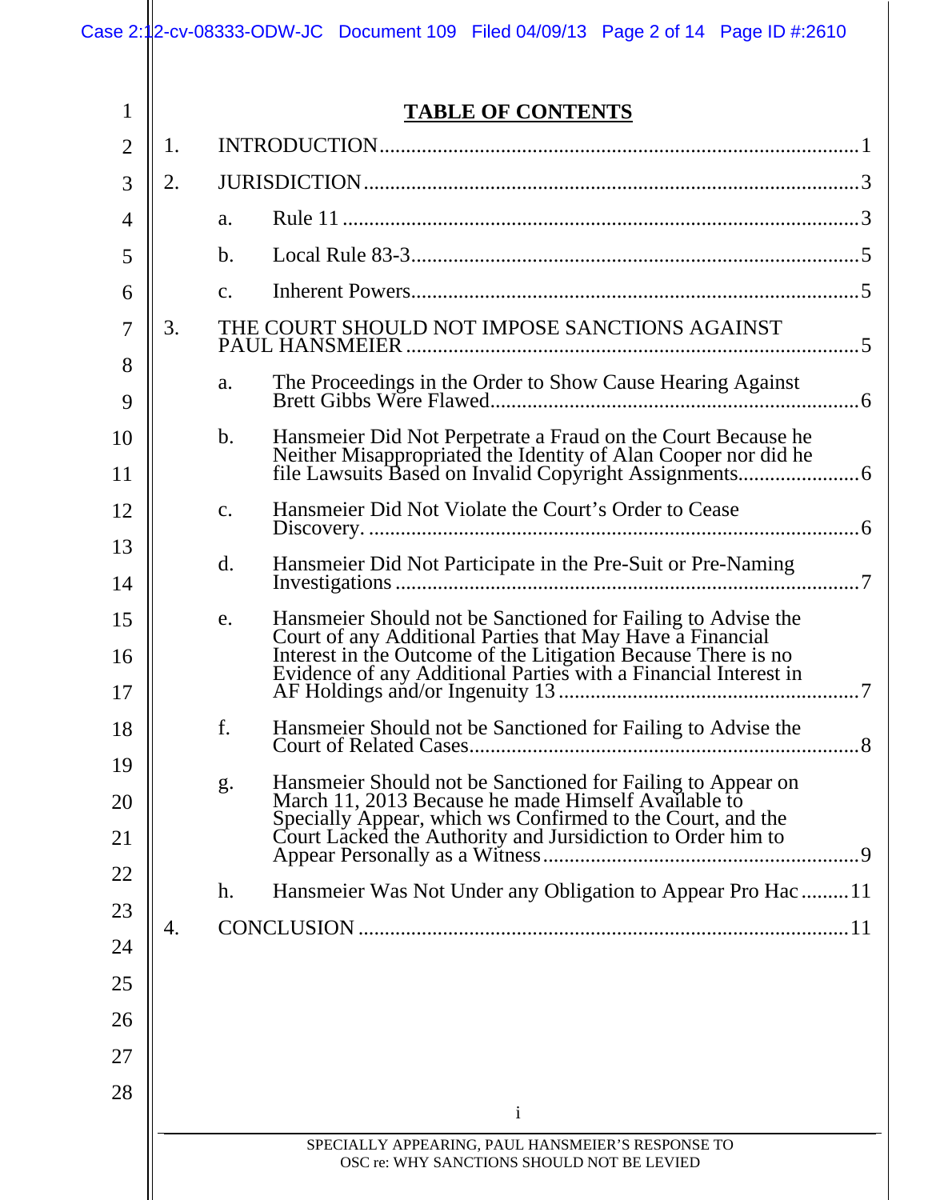# TABLE OF CONTENTS

1. INTRODUCTION.......................................................................................1
2. JURISDICTION.........................................................................................3
   - a. Rule 11 ...............................................................................................3
   - b. Local Rule 83-3....................................................................................5
   - c. Inherent Powers....................................................................................5
3. THE COURT SHOULD NOT IMPOSE SANCTIONS AGAINST PAUL HANSMEIER ....................................................................................5
   - a. The Proceedings in the Order to Show Cause Hearing Against Brett Gibbs Were Flawed.....................................................................6
   - b. Hansmeier Did Not Perpetrate a Fraud on the Court Because he Neither Misappropriated the Identity of Alan Cooper nor did he file Lawsuits Based on Invalid Copyright Assignments.......................6
   - c. Hansmeier Did Not Violate the Court's Order to Cease Discovery. ...........................................................................................6
   - d. Hansmeier Did Not Participate in the Pre-Suit or Pre-Naming Investigations ......................................................................................7
   - e. Hansmeier Should not be Sanctioned for Failing to Advise the Court of any Additional Parties that May Have a Financial Interest in the Outcome of the Litigation Because There is no Evidence of any Additional Parties with a Financial Interest in AF Holdings and/or Ingenuity 13 .......................................................7
   - f. Hansmeier Should not be Sanctioned for Failing to Advise the Court of Related Cases........................................................................8
   - g. Hansmeier Should not be Sanctioned for Failing to Appear on March 11, 2013 Because he made Himself Available to Specially Appear, which ws Confirmed to the Court, and the Court Lacked the Authority and Jursidiction to Order him to Appear Personally as a Witness...........................................................9
   - h. Hansmeier Was Not Under any Obligation to Appear Pro Hac .........11
4. CONCLUSION ............................................................................................11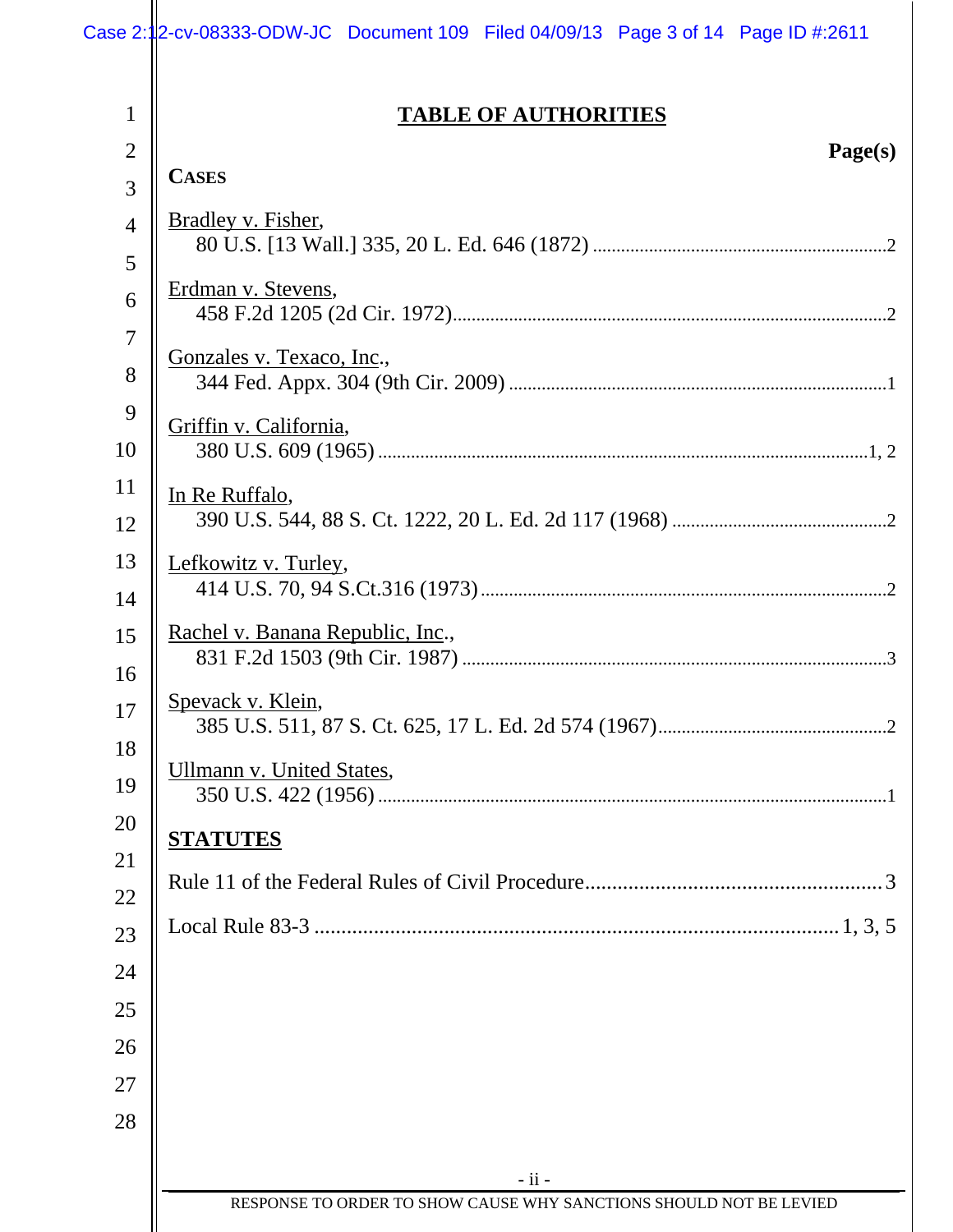# TABLE OF AUTHORITIES

**Page(s)**

**CASES**

Bradley v. Fisher,
80 U.S. [13 Wall.] 335, 20 L. Ed. 646 (1872) ............................................................... 2

Erdman v. Stevens,
458 F.2d 1205 (2d Cir. 1972)............................................................................................ 2

Gonzales v. Texaco, Inc.,
344 Fed. Appx. 304 (9th Cir. 2009) ................................................................................. 1

Griffin v. California,
380 U.S. 609 (1965) ........................................................................................................ 1, 2

In Re Ruffalo,
390 U.S. 544, 88 S. Ct. 1222, 20 L. Ed. 2d 117 (1968) .............................................. 2

Lefkowitz v. Turley,
414 U.S. 70, 94 S.Ct.316 (1973) ...................................................................................... 2

Rachel v. Banana Republic, Inc.,
831 F.2d 1503 (9th Cir. 1987) .......................................................................................... 3

Spevack v. Klein,
385 U.S. 511, 87 S. Ct. 625, 17 L. Ed. 2d 574 (1967)................................................. 2

Ullmann v. United States,
350 U.S. 422 (1956) ........................................................................................................... 1

**STATUTES**

Rule 11 of the Federal Rules of Civil Procedure....................................................... 3

Local Rule 83-3 ................................................................................................ 1, 3, 5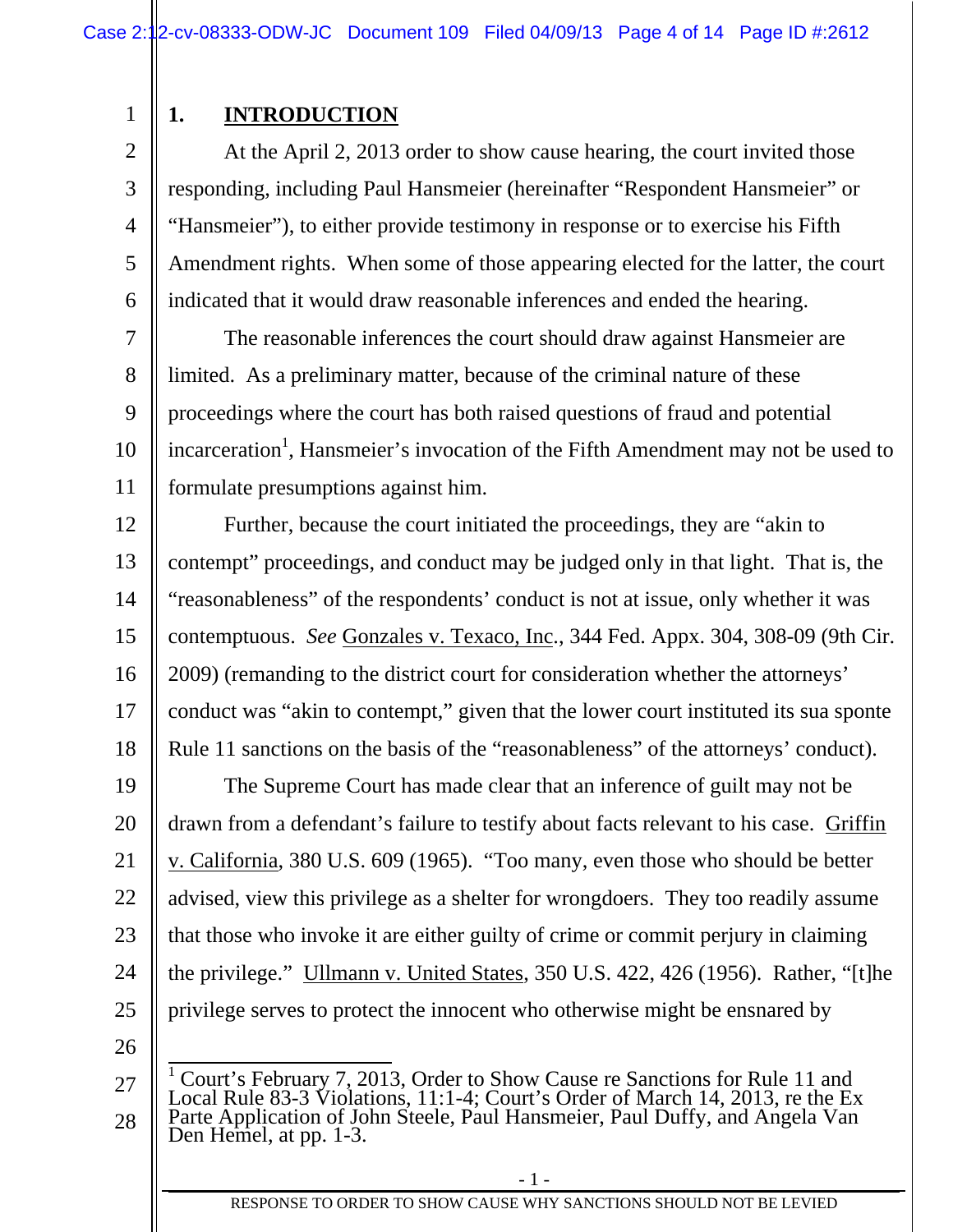## 1. INTRODUCTION

At the April 2, 2013 order to show cause hearing, the court invited those responding, including Paul Hansmeier (hereinafter "Respondent Hansmeier" or "Hansmeier"), to either provide testimony in response or to exercise his Fifth Amendment rights. When some of those appearing elected for the latter, the court indicated that it would draw reasonable inferences and ended the hearing.

The reasonable inferences the court should draw against Hansmeier are limited. As a preliminary matter, because of the criminal nature of these proceedings where the court has both raised questions of fraud and potential incarceration[1], Hansmeier's invocation of the Fifth Amendment may not be used to formulate presumptions against him.

Further, because the court initiated the proceedings, they are "akin to contempt" proceedings, and conduct may be judged only in that light. That is, the "reasonableness" of the respondents' conduct is not at issue, only whether it was contemptuous. *See* Gonzales v. Texaco, Inc., 344 Fed. Appx. 304, 308-09 (9th Cir. 2009) (remanding to the district court for consideration whether the attorneys' conduct was "akin to contempt," given that the lower court instituted its sua sponte Rule 11 sanctions on the basis of the "reasonableness" of the attorneys' conduct).

The Supreme Court has made clear that an inference of guilt may not be drawn from a defendant's failure to testify about facts relevant to his case. Griffin v. California, 380 U.S. 609 (1965). "Too many, even those who should be better advised, view this privilege as a shelter for wrongdoers. They too readily assume that those who invoke it are either guilty of crime or commit perjury in claiming the privilege." Ullmann v. United States, 350 U.S. 422, 426 (1956). Rather, "[t]he privilege serves to protect the innocent who otherwise might be ensnared by

---

[1] Court's February 7, 2013, Order to Show Cause re Sanctions for Rule 11 and Local Rule 83-3 Violations, 11:1-4; Court's Order of March 14, 2013, re the Ex Parte Application of John Steele, Paul Hansmeier, Paul Duffy, and Angela Van Den Hemel, at pp. 1-3.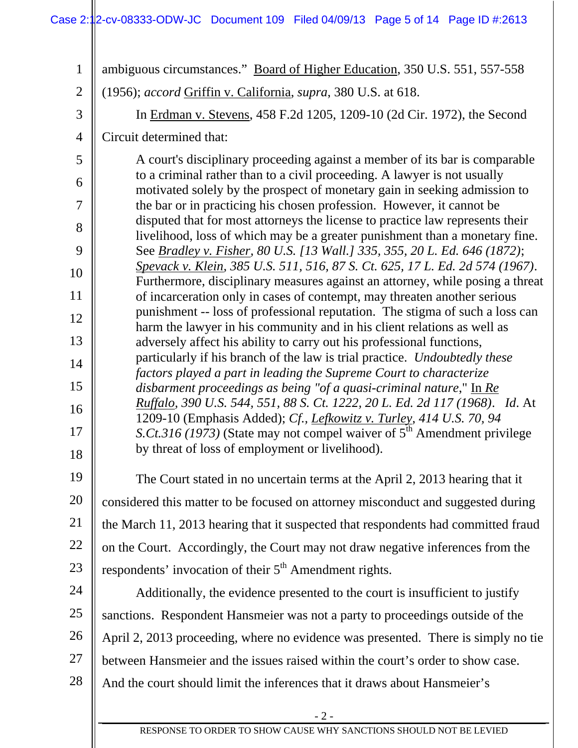ambiguous circumstances." Board of Higher Education, 350 U.S. 551, 557-558 (1956); *accord* Griffin v. California, *supra*, 380 U.S. at 618.

In Erdman v. Stevens, 458 F.2d 1205, 1209-10 (2d Cir. 1972), the Second Circuit determined that:

> A court's disciplinary proceeding against a member of its bar is comparable to a criminal rather than to a civil proceeding. A lawyer is not usually motivated solely by the prospect of monetary gain in seeking admission to the bar or in practicing his chosen profession. However, it cannot be disputed that for most attorneys the license to practice law represents their livelihood, loss of which may be a greater punishment than a monetary fine. See *Bradley v. Fisher, 80 U.S. [13 Wall.] 335, 355, 20 L. Ed. 646 (1872)*; *Spevack v. Klein, 385 U.S. 511, 516, 87 S. Ct. 625, 17 L. Ed. 2d 574 (1967)*. Furthermore, disciplinary measures against an attorney, while posing a threat of incarceration only in cases of contempt, may threaten another serious punishment -- loss of professional reputation. The stigma of such a loss can harm the lawyer in his community and in his client relations as well as adversely affect his ability to carry out his professional functions, particularly if his branch of the law is trial practice. *Undoubtedly these factors played a part in leading the Supreme Court to characterize disbarment proceedings as being "of a quasi-criminal nature,"* In *Re Ruffalo, 390 U.S. 544, 551, 88 S. Ct. 1222, 20 L. Ed. 2d 117 (1968)*. *Id*. At 1209-10 (Emphasis Added); *Cf., Lefkowitz v. Turley, 414 U.S. 70, 94 S.Ct.316 (1973)* (State may not compel waiver of 5th Amendment privilege by threat of loss of employment or livelihood).

The Court stated in no uncertain terms at the April 2, 2013 hearing that it considered this matter to be focused on attorney misconduct and suggested during the March 11, 2013 hearing that it suspected that respondents had committed fraud on the Court. Accordingly, the Court may not draw negative inferences from the respondents' invocation of their 5th Amendment rights.

Additionally, the evidence presented to the court is insufficient to justify sanctions. Respondent Hansmeier was not a party to proceedings outside of the April 2, 2013 proceeding, where no evidence was presented. There is simply no tie between Hansmeier and the issues raised within the court's order to show case. And the court should limit the inferences that it draws about Hansmeier's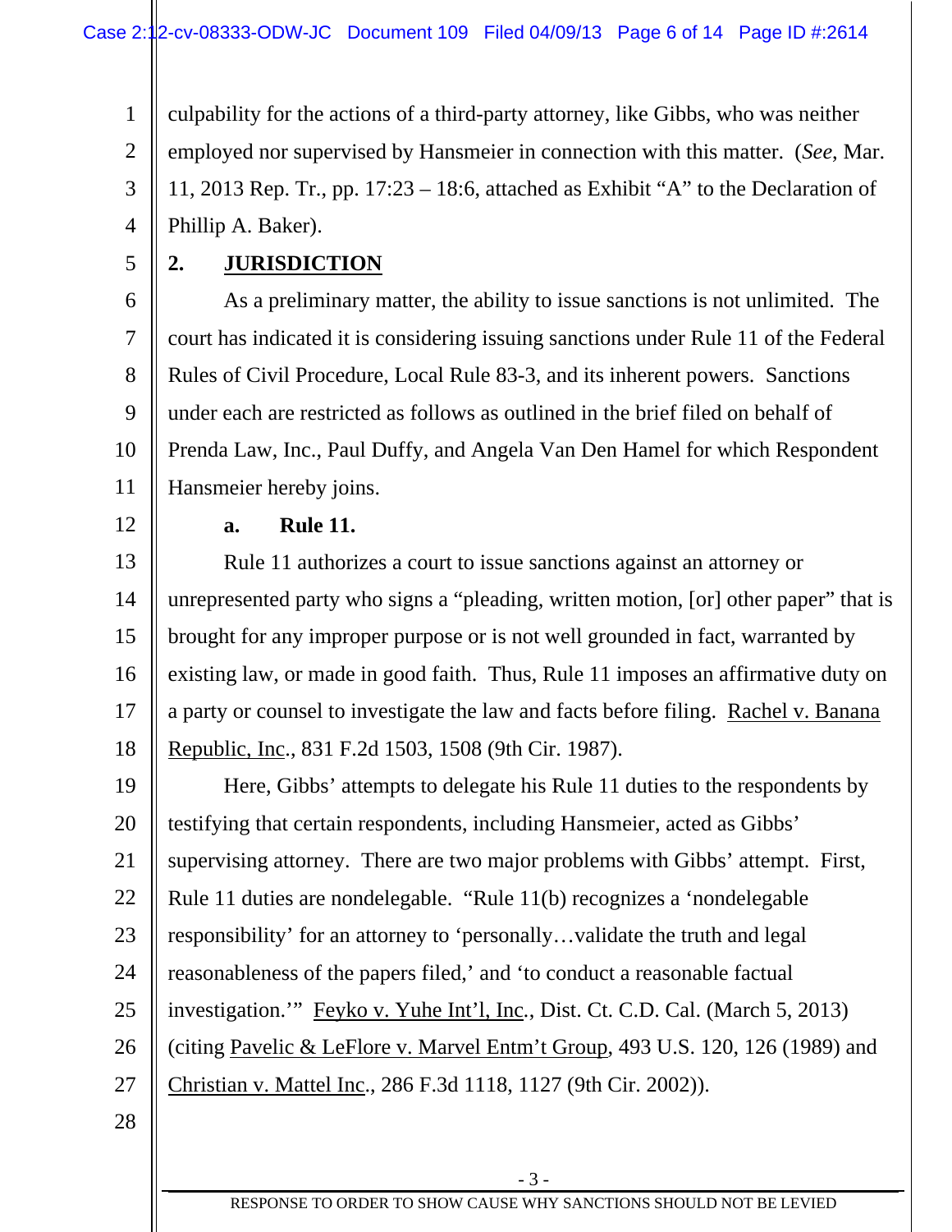culpability for the actions of a third-party attorney, like Gibbs, who was neither employed nor supervised by Hansmeier in connection with this matter. (*See*, Mar. 11, 2013 Rep. Tr., pp. 17:23 – 18:6, attached as Exhibit "A" to the Declaration of Phillip A. Baker).

## 2. JURISDICTION

As a preliminary matter, the ability to issue sanctions is not unlimited. The court has indicated it is considering issuing sanctions under Rule 11 of the Federal Rules of Civil Procedure, Local Rule 83-3, and its inherent powers. Sanctions under each are restricted as follows as outlined in the brief filed on behalf of Prenda Law, Inc., Paul Duffy, and Angela Van Den Hamel for which Respondent Hansmeier hereby joins.

### a. Rule 11.

Rule 11 authorizes a court to issue sanctions against an attorney or unrepresented party who signs a "pleading, written motion, [or] other paper" that is brought for any improper purpose or is not well grounded in fact, warranted by existing law, or made in good faith. Thus, Rule 11 imposes an affirmative duty on a party or counsel to investigate the law and facts before filing. Rachel v. Banana Republic, Inc., 831 F.2d 1503, 1508 (9th Cir. 1987).

Here, Gibbs' attempts to delegate his Rule 11 duties to the respondents by testifying that certain respondents, including Hansmeier, acted as Gibbs' supervising attorney. There are two major problems with Gibbs' attempt. First, Rule 11 duties are nondelegable. "Rule 11(b) recognizes a 'nondelegable responsibility' for an attorney to 'personally…validate the truth and legal reasonableness of the papers filed,' and 'to conduct a reasonable factual investigation.'" Feyko v. Yuhe Int'l, Inc., Dist. Ct. C.D. Cal. (March 5, 2013) (citing Pavelic & LeFlore v. Marvel Entm't Group, 493 U.S. 120, 126 (1989) and Christian v. Mattel Inc., 286 F.3d 1118, 1127 (9th Cir. 2002)).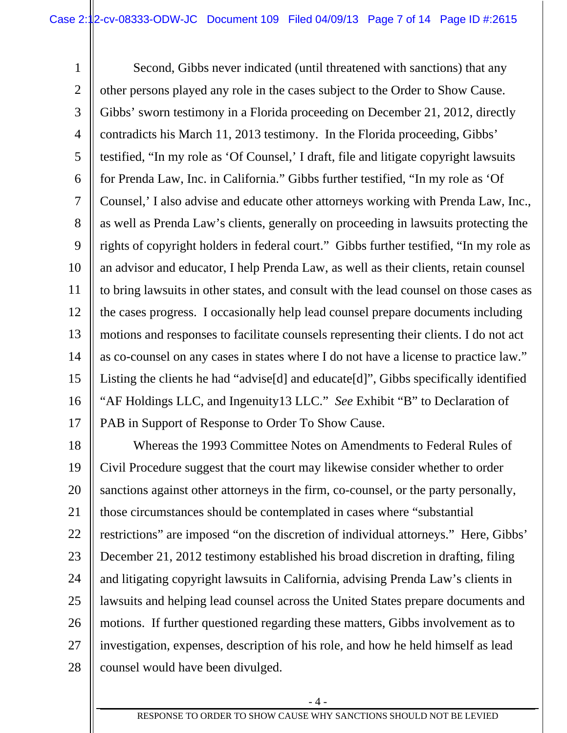Second, Gibbs never indicated (until threatened with sanctions) that any other persons played any role in the cases subject to the Order to Show Cause. Gibbs' sworn testimony in a Florida proceeding on December 21, 2012, directly contradicts his March 11, 2013 testimony. In the Florida proceeding, Gibbs' testified, "In my role as 'Of Counsel,' I draft, file and litigate copyright lawsuits for Prenda Law, Inc. in California." Gibbs further testified, "In my role as 'Of Counsel,' I also advise and educate other attorneys working with Prenda Law, Inc., as well as Prenda Law's clients, generally on proceeding in lawsuits protecting the rights of copyright holders in federal court." Gibbs further testified, "In my role as an advisor and educator, I help Prenda Law, as well as their clients, retain counsel to bring lawsuits in other states, and consult with the lead counsel on those cases as the cases progress. I occasionally help lead counsel prepare documents including motions and responses to facilitate counsels representing their clients. I do not act as co-counsel on any cases in states where I do not have a license to practice law." Listing the clients he had "advise[d] and educate[d]", Gibbs specifically identified "AF Holdings LLC, and Ingenuity13 LLC." *See* Exhibit "B" to Declaration of PAB in Support of Response to Order To Show Cause.

Whereas the 1993 Committee Notes on Amendments to Federal Rules of Civil Procedure suggest that the court may likewise consider whether to order sanctions against other attorneys in the firm, co-counsel, or the party personally, those circumstances should be contemplated in cases where "substantial restrictions" are imposed "on the discretion of individual attorneys." Here, Gibbs' December 21, 2012 testimony established his broad discretion in drafting, filing and litigating copyright lawsuits in California, advising Prenda Law's clients in lawsuits and helping lead counsel across the United States prepare documents and motions. If further questioned regarding these matters, Gibbs involvement as to investigation, expenses, description of his role, and how he held himself as lead counsel would have been divulged.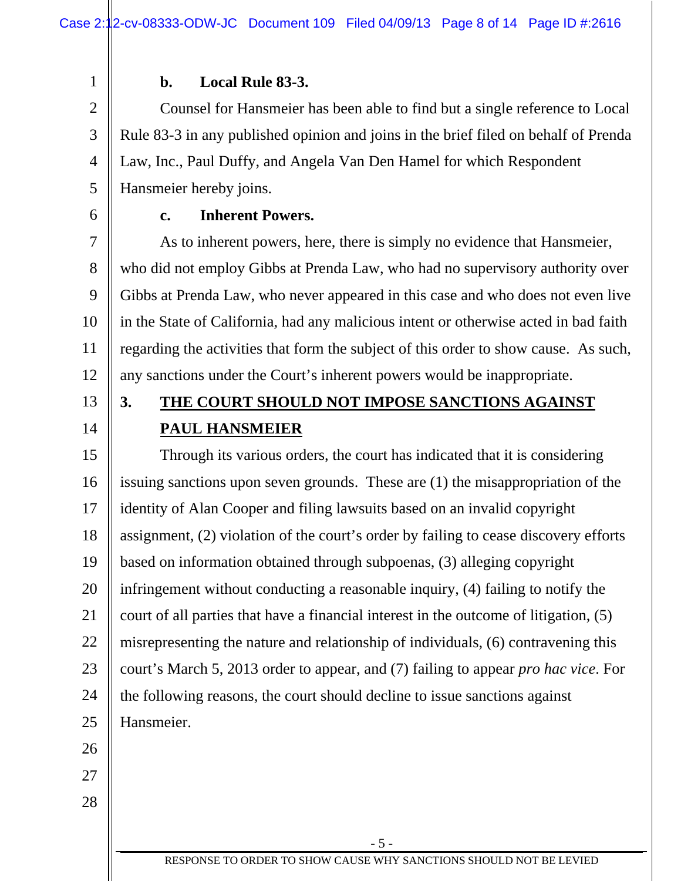### b. Local Rule 83-3.

Counsel for Hansmeier has been able to find but a single reference to Local Rule 83-3 in any published opinion and joins in the brief filed on behalf of Prenda Law, Inc., Paul Duffy, and Angela Van Den Hamel for which Respondent Hansmeier hereby joins.

### c. Inherent Powers.

As to inherent powers, here, there is simply no evidence that Hansmeier, who did not employ Gibbs at Prenda Law, who had no supervisory authority over Gibbs at Prenda Law, who never appeared in this case and who does not even live in the State of California, had any malicious intent or otherwise acted in bad faith regarding the activities that form the subject of this order to show cause. As such, any sanctions under the Court's inherent powers would be inappropriate.

## 3. THE COURT SHOULD NOT IMPOSE SANCTIONS AGAINST PAUL HANSMEIER

Through its various orders, the court has indicated that it is considering issuing sanctions upon seven grounds. These are (1) the misappropriation of the identity of Alan Cooper and filing lawsuits based on an invalid copyright assignment, (2) violation of the court's order by failing to cease discovery efforts based on information obtained through subpoenas, (3) alleging copyright infringement without conducting a reasonable inquiry, (4) failing to notify the court of all parties that have a financial interest in the outcome of litigation, (5) misrepresenting the nature and relationship of individuals, (6) contravening this court's March 5, 2013 order to appear, and (7) failing to appear *pro hac vice*. For the following reasons, the court should decline to issue sanctions against Hansmeier.

RESPONSE TO ORDER TO SHOW CAUSE WHY SANCTIONS SHOULD NOT BE LEVIED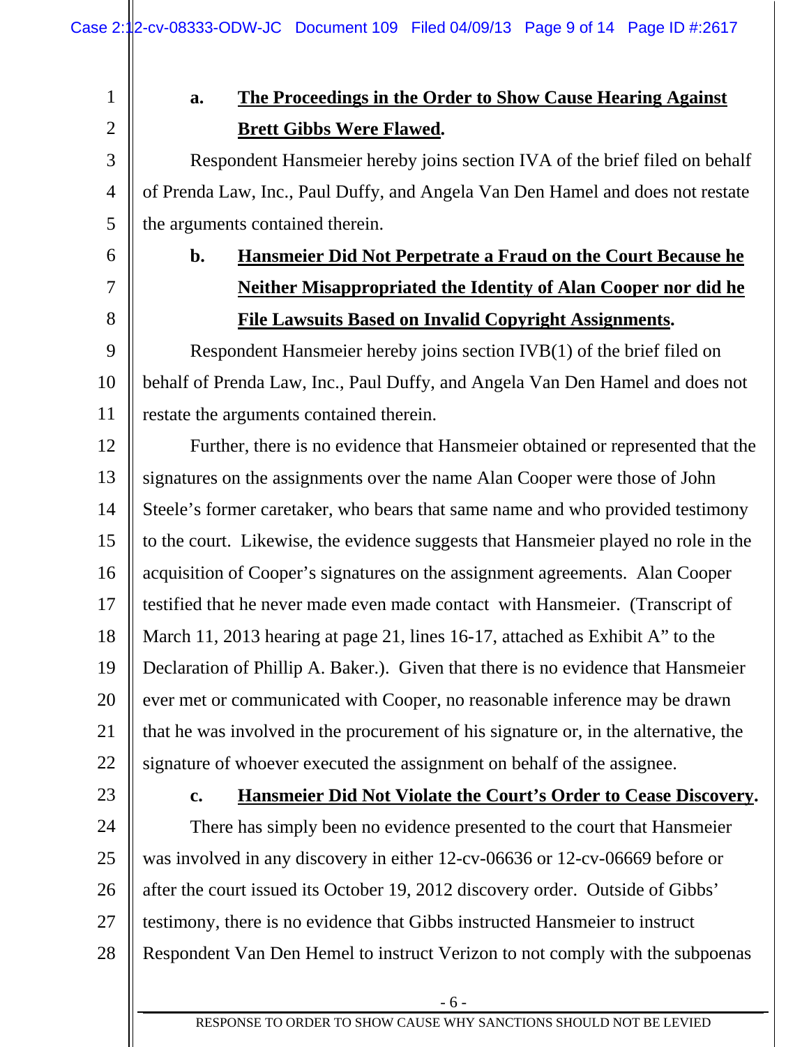**a. The Proceedings in the Order to Show Cause Hearing Against Brett Gibbs Were Flawed.**

Respondent Hansmeier hereby joins section IVA of the brief filed on behalf of Prenda Law, Inc., Paul Duffy, and Angela Van Den Hamel and does not restate the arguments contained therein.

**b. Hansmeier Did Not Perpetrate a Fraud on the Court Because he Neither Misappropriated the Identity of Alan Cooper nor did he File Lawsuits Based on Invalid Copyright Assignments.**

Respondent Hansmeier hereby joins section IVB(1) of the brief filed on behalf of Prenda Law, Inc., Paul Duffy, and Angela Van Den Hamel and does not restate the arguments contained therein.

Further, there is no evidence that Hansmeier obtained or represented that the signatures on the assignments over the name Alan Cooper were those of John Steele's former caretaker, who bears that same name and who provided testimony to the court. Likewise, the evidence suggests that Hansmeier played no role in the acquisition of Cooper's signatures on the assignment agreements. Alan Cooper testified that he never made even made contact with Hansmeier. (Transcript of March 11, 2013 hearing at page 21, lines 16-17, attached as Exhibit A" to the Declaration of Phillip A. Baker.). Given that there is no evidence that Hansmeier ever met or communicated with Cooper, no reasonable inference may be drawn that he was involved in the procurement of his signature or, in the alternative, the signature of whoever executed the assignment on behalf of the assignee.

**c. Hansmeier Did Not Violate the Court's Order to Cease Discovery.**

There has simply been no evidence presented to the court that Hansmeier was involved in any discovery in either 12-cv-06636 or 12-cv-06669 before or after the court issued its October 19, 2012 discovery order. Outside of Gibbs' testimony, there is no evidence that Gibbs instructed Hansmeier to instruct Respondent Van Den Hemel to instruct Verizon to not comply with the subpoenas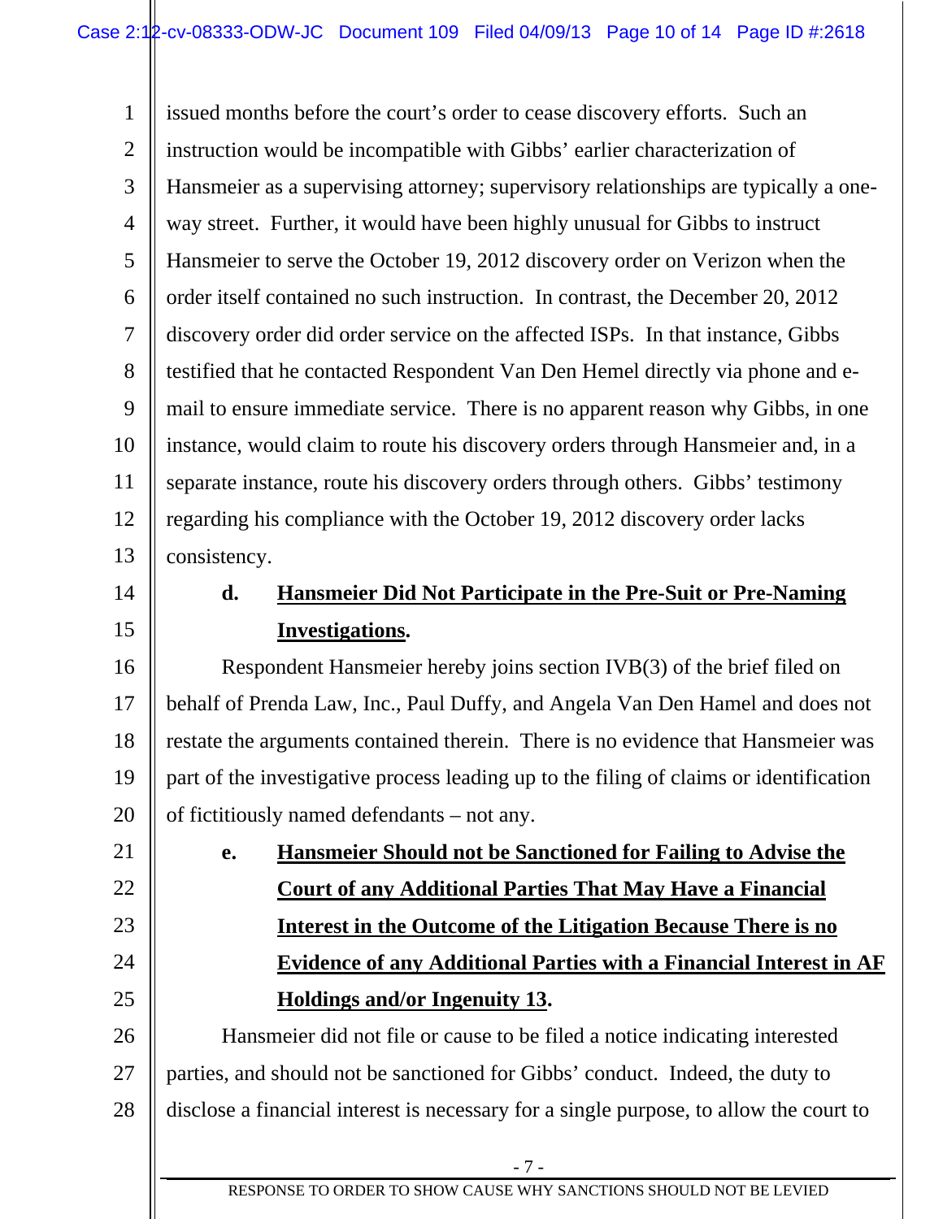issued months before the court's order to cease discovery efforts. Such an instruction would be incompatible with Gibbs' earlier characterization of Hansmeier as a supervising attorney; supervisory relationships are typically a one-way street. Further, it would have been highly unusual for Gibbs to instruct Hansmeier to serve the October 19, 2012 discovery order on Verizon when the order itself contained no such instruction. In contrast, the December 20, 2012 discovery order did order service on the affected ISPs. In that instance, Gibbs testified that he contacted Respondent Van Den Hemel directly via phone and e-mail to ensure immediate service. There is no apparent reason why Gibbs, in one instance, would claim to route his discovery orders through Hansmeier and, in a separate instance, route his discovery orders through others. Gibbs' testimony regarding his compliance with the October 19, 2012 discovery order lacks consistency.

**d. <u>Hansmeier Did Not Participate in the Pre-Suit or Pre-Naming Investigations</u>.**

Respondent Hansmeier hereby joins section IVB(3) of the brief filed on behalf of Prenda Law, Inc., Paul Duffy, and Angela Van Den Hamel and does not restate the arguments contained therein. There is no evidence that Hansmeier was part of the investigative process leading up to the filing of claims or identification of fictitiously named defendants – not any.

**e. <u>Hansmeier Should not be Sanctioned for Failing to Advise the Court of any Additional Parties That May Have a Financial Interest in the Outcome of the Litigation Because There is no Evidence of any Additional Parties with a Financial Interest in AF Holdings and/or Ingenuity 13</u>.**

Hansmeier did not file or cause to be filed a notice indicating interested parties, and should not be sanctioned for Gibbs' conduct. Indeed, the duty to disclose a financial interest is necessary for a single purpose, to allow the court to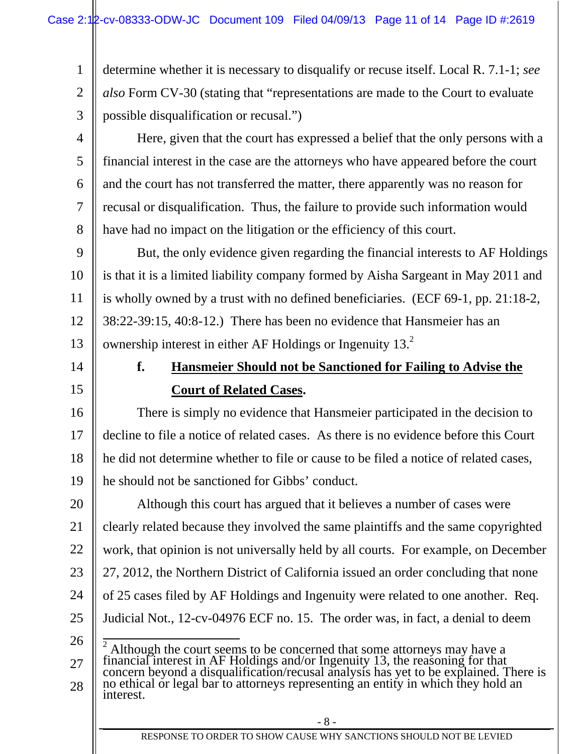determine whether it is necessary to disqualify or recuse itself. Local R. 7.1-1; *see also* Form CV-30 (stating that "representations are made to the Court to evaluate possible disqualification or recusal.")

Here, given that the court has expressed a belief that the only persons with a financial interest in the case are the attorneys who have appeared before the court and the court has not transferred the matter, there apparently was no reason for recusal or disqualification. Thus, the failure to provide such information would have had no impact on the litigation or the efficiency of this court.

But, the only evidence given regarding the financial interests to AF Holdings is that it is a limited liability company formed by Aisha Sargeant in May 2011 and is wholly owned by a trust with no defined beneficiaries. (ECF 69-1, pp. 21:18-2, 38:22-39:15, 40:8-12.) There has been no evidence that Hansmeier has an ownership interest in either AF Holdings or Ingenuity 13.[2]

**f. <u>Hansmeier Should not be Sanctioned for Failing to Advise the Court of Related Cases</u>.**

There is simply no evidence that Hansmeier participated in the decision to decline to file a notice of related cases. As there is no evidence before this Court he did not determine whether to file or cause to be filed a notice of related cases, he should not be sanctioned for Gibbs' conduct.

Although this court has argued that it believes a number of cases were clearly related because they involved the same plaintiffs and the same copyrighted work, that opinion is not universally held by all courts. For example, on December 27, 2012, the Northern District of California issued an order concluding that none of 25 cases filed by AF Holdings and Ingenuity were related to one another. Req. Judicial Not., 12-cv-04976 ECF no. 15. The order was, in fact, a denial to deem

[2] Although the court seems to be concerned that some attorneys may have a financial interest in AF Holdings and/or Ingenuity 13, the reasoning for that concern beyond a disqualification/recusal analysis has yet to be explained. There is no ethical or legal bar to attorneys representing an entity in which they hold an interest.

RESPONSE TO ORDER TO SHOW CAUSE WHY SANCTIONS SHOULD NOT BE LEVIED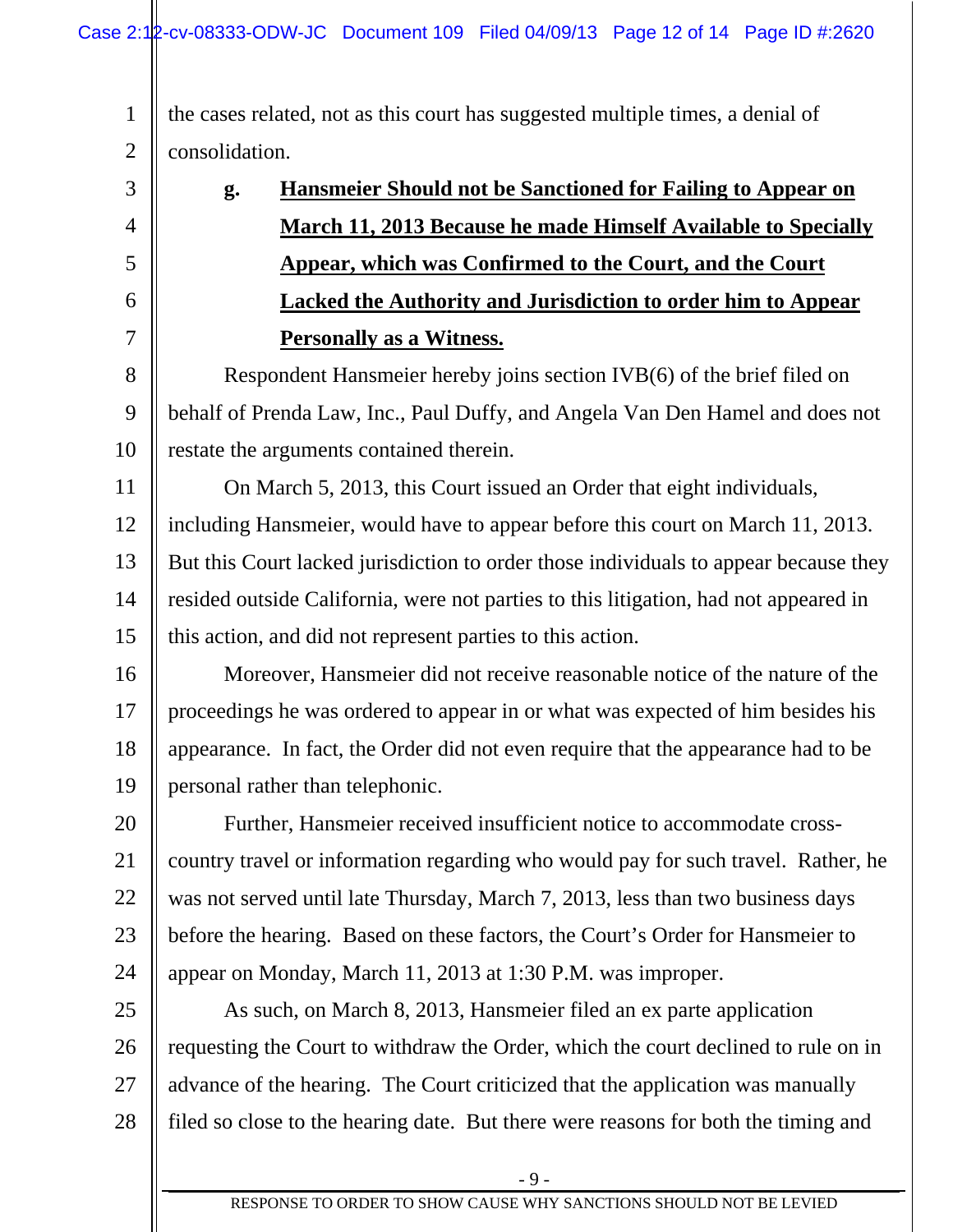the cases related, not as this court has suggested multiple times, a denial of consolidation.

**g. Hansmeier Should not be Sanctioned for Failing to Appear on March 11, 2013 Because he made Himself Available to Specially Appear, which was Confirmed to the Court, and the Court Lacked the Authority and Jurisdiction to order him to Appear Personally as a Witness.**

Respondent Hansmeier hereby joins section IVB(6) of the brief filed on behalf of Prenda Law, Inc., Paul Duffy, and Angela Van Den Hamel and does not restate the arguments contained therein.

On March 5, 2013, this Court issued an Order that eight individuals, including Hansmeier, would have to appear before this court on March 11, 2013. But this Court lacked jurisdiction to order those individuals to appear because they resided outside California, were not parties to this litigation, had not appeared in this action, and did not represent parties to this action.

Moreover, Hansmeier did not receive reasonable notice of the nature of the proceedings he was ordered to appear in or what was expected of him besides his appearance. In fact, the Order did not even require that the appearance had to be personal rather than telephonic.

Further, Hansmeier received insufficient notice to accommodate cross-country travel or information regarding who would pay for such travel. Rather, he was not served until late Thursday, March 7, 2013, less than two business days before the hearing. Based on these factors, the Court's Order for Hansmeier to appear on Monday, March 11, 2013 at 1:30 P.M. was improper.

As such, on March 8, 2013, Hansmeier filed an ex parte application requesting the Court to withdraw the Order, which the court declined to rule on in advance of the hearing. The Court criticized that the application was manually filed so close to the hearing date. But there were reasons for both the timing and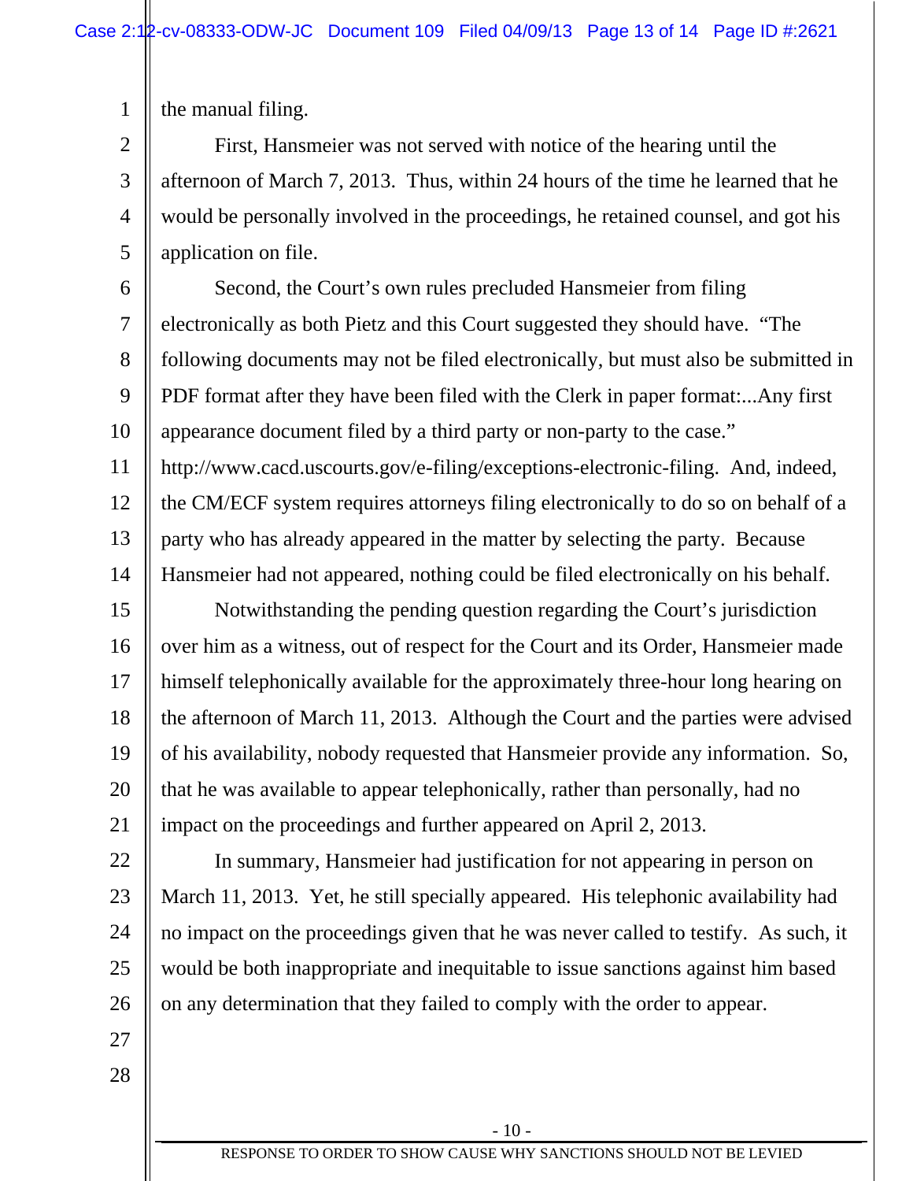the manual filing.

First, Hansmeier was not served with notice of the hearing until the afternoon of March 7, 2013. Thus, within 24 hours of the time he learned that he would be personally involved in the proceedings, he retained counsel, and got his application on file.

Second, the Court's own rules precluded Hansmeier from filing electronically as both Pietz and this Court suggested they should have. "The following documents may not be filed electronically, but must also be submitted in PDF format after they have been filed with the Clerk in paper format:...Any first appearance document filed by a third party or non-party to the case." http://www.cacd.uscourts.gov/e-filing/exceptions-electronic-filing. And, indeed, the CM/ECF system requires attorneys filing electronically to do so on behalf of a party who has already appeared in the matter by selecting the party. Because Hansmeier had not appeared, nothing could be filed electronically on his behalf.

Notwithstanding the pending question regarding the Court's jurisdiction over him as a witness, out of respect for the Court and its Order, Hansmeier made himself telephonically available for the approximately three-hour long hearing on the afternoon of March 11, 2013. Although the Court and the parties were advised of his availability, nobody requested that Hansmeier provide any information. So, that he was available to appear telephonically, rather than personally, had no impact on the proceedings and further appeared on April 2, 2013.

In summary, Hansmeier had justification for not appearing in person on March 11, 2013. Yet, he still specially appeared. His telephonic availability had no impact on the proceedings given that he was never called to testify. As such, it would be both inappropriate and inequitable to issue sanctions against him based on any determination that they failed to comply with the order to appear.

RESPONSE TO ORDER TO SHOW CAUSE WHY SANCTIONS SHOULD NOT BE LEVIED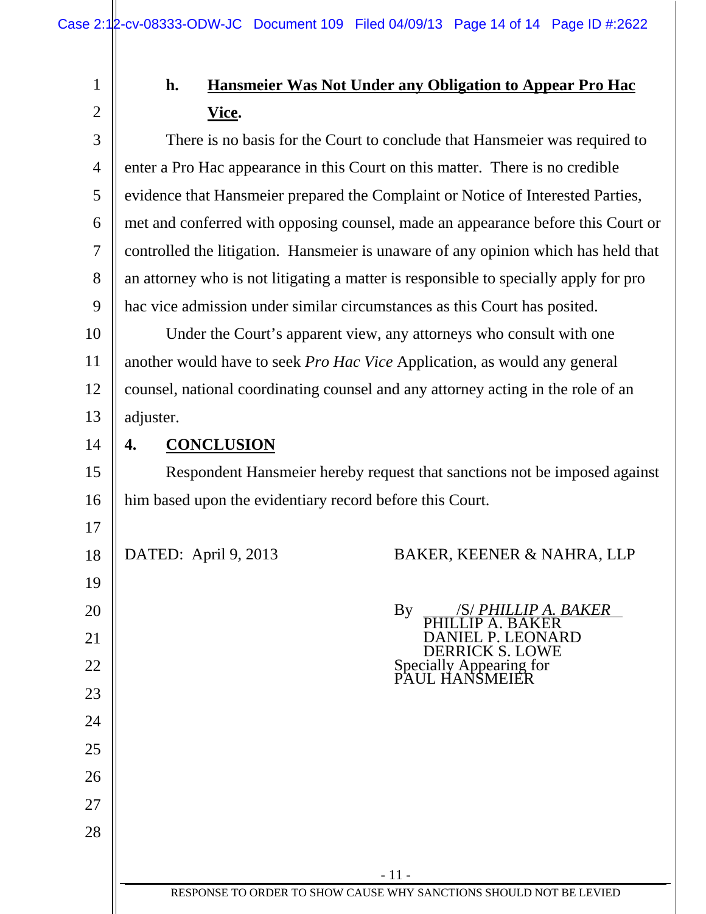### h. **Hansmeier Was Not Under any Obligation to Appear Pro Hac Vice.**

There is no basis for the Court to conclude that Hansmeier was required to enter a Pro Hac appearance in this Court on this matter. There is no credible evidence that Hansmeier prepared the Complaint or Notice of Interested Parties, met and conferred with opposing counsel, made an appearance before this Court or controlled the litigation. Hansmeier is unaware of any opinion which has held that an attorney who is not litigating a matter is responsible to specially apply for pro hac vice admission under similar circumstances as this Court has posited.

Under the Court's apparent view, any attorneys who consult with one another would have to seek *Pro Hac Vice* Application, as would any general counsel, national coordinating counsel and any attorney acting in the role of an adjuster.

## 4. **CONCLUSION**

Respondent Hansmeier hereby request that sanctions not be imposed against him based upon the evidentiary record before this Court.

DATED: April 9, 2013

BAKER, KEENER & NAHRA, LLP

By /S/ *PHILLIP A. BAKER*
PHILLIP A. BAKER
DANIEL P. LEONARD
DERRICK S. LOWE
Specially Appearing for
PAUL HANSMEIER